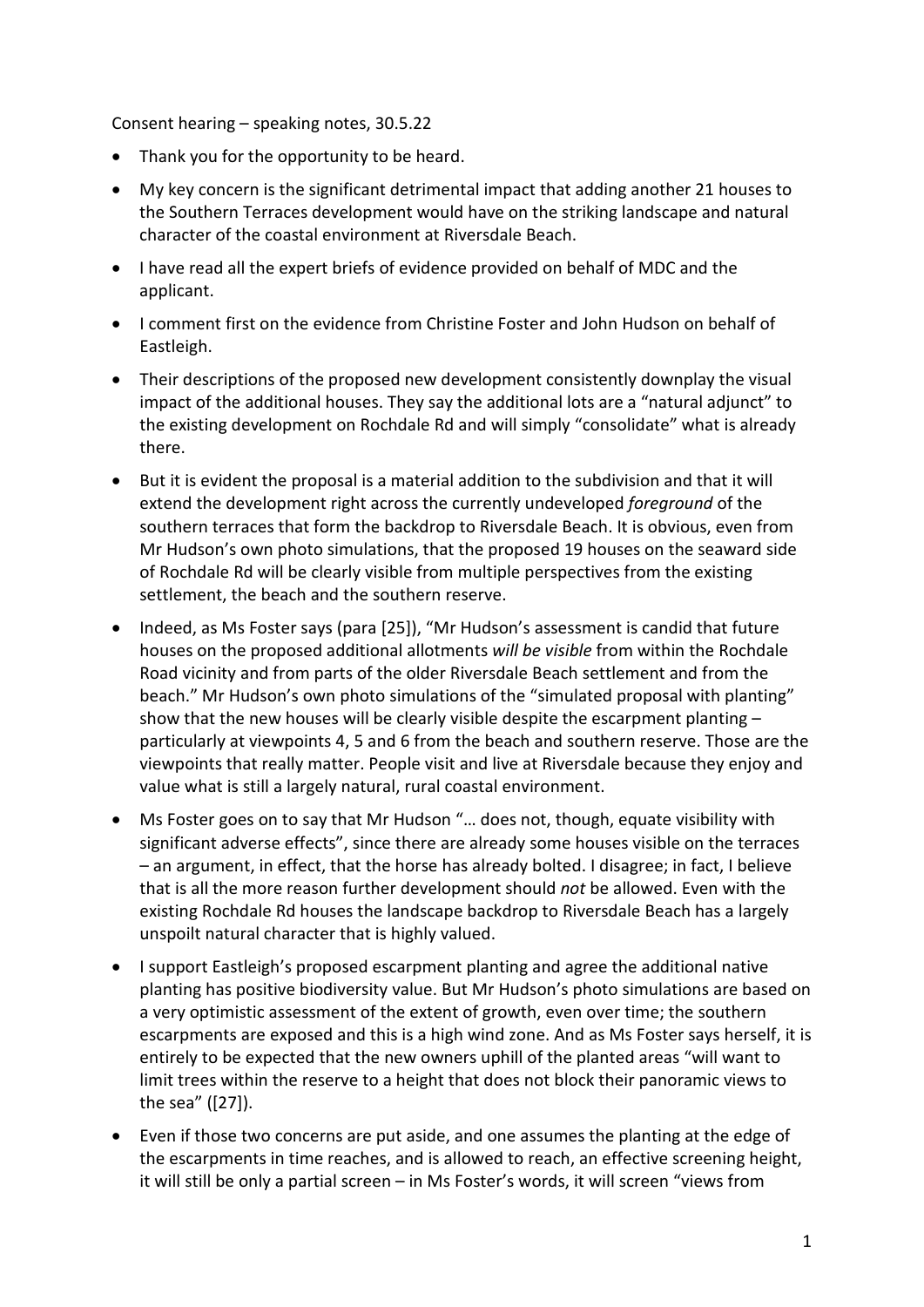Consent hearing – speaking notes, 30.5.22

- Thank you for the opportunity to be heard.
- My key concern is the significant detrimental impact that adding another 21 houses to the Southern Terraces development would have on the striking landscape and natural character of the coastal environment at Riversdale Beach.
- I have read all the expert briefs of evidence provided on behalf of MDC and the applicant.
- I comment first on the evidence from Christine Foster and John Hudson on behalf of Eastleigh.
- Their descriptions of the proposed new development consistently downplay the visual impact of the additional houses. They say the additional lots are a "natural adjunct" to the existing development on Rochdale Rd and will simply "consolidate" what is already there.
- But it is evident the proposal is a material addition to the subdivision and that it will extend the development right across the currently undeveloped *foreground* of the southern terraces that form the backdrop to Riversdale Beach. It is obvious, even from Mr Hudson's own photo simulations, that the proposed 19 houses on the seaward side of Rochdale Rd will be clearly visible from multiple perspectives from the existing settlement, the beach and the southern reserve.
- Indeed, as Ms Foster says (para [25]), "Mr Hudson's assessment is candid that future houses on the proposed additional allotments *will be visible* from within the Rochdale Road vicinity and from parts of the older Riversdale Beach settlement and from the beach." Mr Hudson's own photo simulations of the "simulated proposal with planting" show that the new houses will be clearly visible despite the escarpment planting – particularly at viewpoints 4, 5 and 6 from the beach and southern reserve. Those are the viewpoints that really matter. People visit and live at Riversdale because they enjoy and value what is still a largely natural, rural coastal environment.
- Ms Foster goes on to say that Mr Hudson "… does not, though, equate visibility with significant adverse effects", since there are already some houses visible on the terraces – an argument, in effect, that the horse has already bolted. I disagree; in fact, I believe that is all the more reason further development should *not* be allowed. Even with the existing Rochdale Rd houses the landscape backdrop to Riversdale Beach has a largely unspoilt natural character that is highly valued.
- I support Eastleigh's proposed escarpment planting and agree the additional native planting has positive biodiversity value. But Mr Hudson's photo simulations are based on a very optimistic assessment of the extent of growth, even over time; the southern escarpments are exposed and this is a high wind zone. And as Ms Foster says herself, it is entirely to be expected that the new owners uphill of the planted areas "will want to limit trees within the reserve to a height that does not block their panoramic views to the sea" ([27]).
- Even if those two concerns are put aside, and one assumes the planting at the edge of the escarpments in time reaches, and is allowed to reach, an effective screening height, it will still be only a partial screen – in Ms Foster's words, it will screen "views from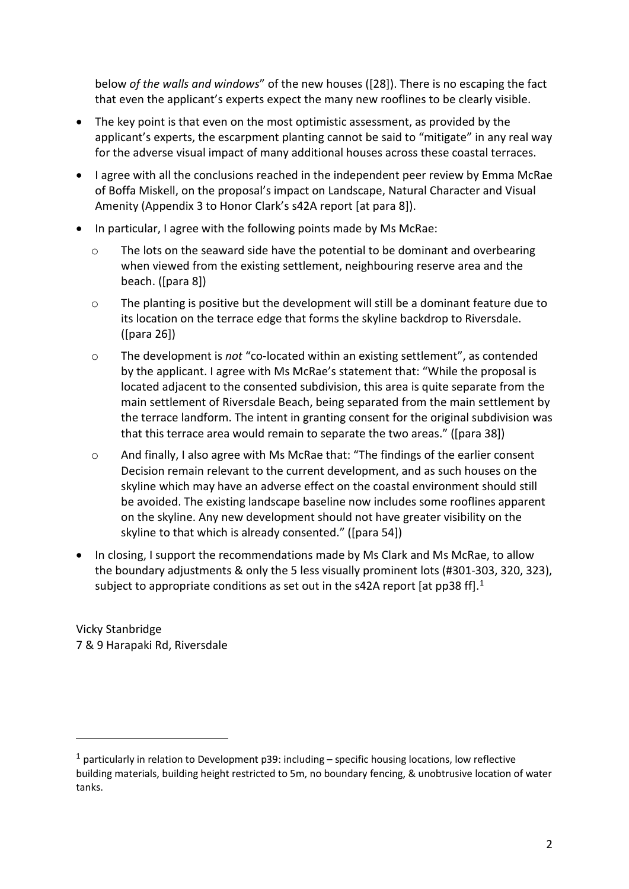below *of the walls and windows*" of the new houses ([28]). There is no escaping the fact that even the applicant's experts expect the many new rooflines to be clearly visible.

- The key point is that even on the most optimistic assessment, as provided by the applicant's experts, the escarpment planting cannot be said to "mitigate" in any real way for the adverse visual impact of many additional houses across these coastal terraces.
- I agree with all the conclusions reached in the independent peer review by Emma McRae of Boffa Miskell, on the proposal's impact on Landscape, Natural Character and Visual Amenity (Appendix 3 to Honor Clark's s42A report [at para 8]).
- In particular, I agree with the following points made by Ms McRae:
  - The lots on the seaward side have the potential to be dominant and overbearing when viewed from the existing settlement, neighbouring reserve area and the beach. ([para 8])
  - The planting is positive but the development will still be a dominant feature due to its location on the terrace edge that forms the skyline backdrop to Riversdale. ([para 26])
  - The development is *not* "co-located within an existing settlement", as contended by the applicant. I agree with Ms McRae's statement that: "While the proposal is located adjacent to the consented subdivision, this area is quite separate from the main settlement of Riversdale Beach, being separated from the main settlement by the terrace landform. The intent in granting consent for the original subdivision was that this terrace area would remain to separate the two areas." ([para 38])
  - And finally, I also agree with Ms McRae that: "The findings of the earlier consent Decision remain relevant to the current development, and as such houses on the skyline which may have an adverse effect on the coastal environment should still be avoided. The existing landscape baseline now includes some rooflines apparent on the skyline. Any new development should not have greater visibility on the skyline to that which is already consented." ([para 54])
- In closing, I support the recommendations made by Ms Clark and Ms McRae, to allow the boundary adjustments & only the 5 less visually prominent lots (#301-303, 320, 323), subject to appropriate conditions as set out in the s42A report [at pp38 ff].[1]

Vicky Stanbridge
7 & 9 Harapaki Rd, Riversdale

---

[1] particularly in relation to Development p39: including – specific housing locations, low reflective building materials, building height restricted to 5m, no boundary fencing, & unobtrusive location of water tanks.